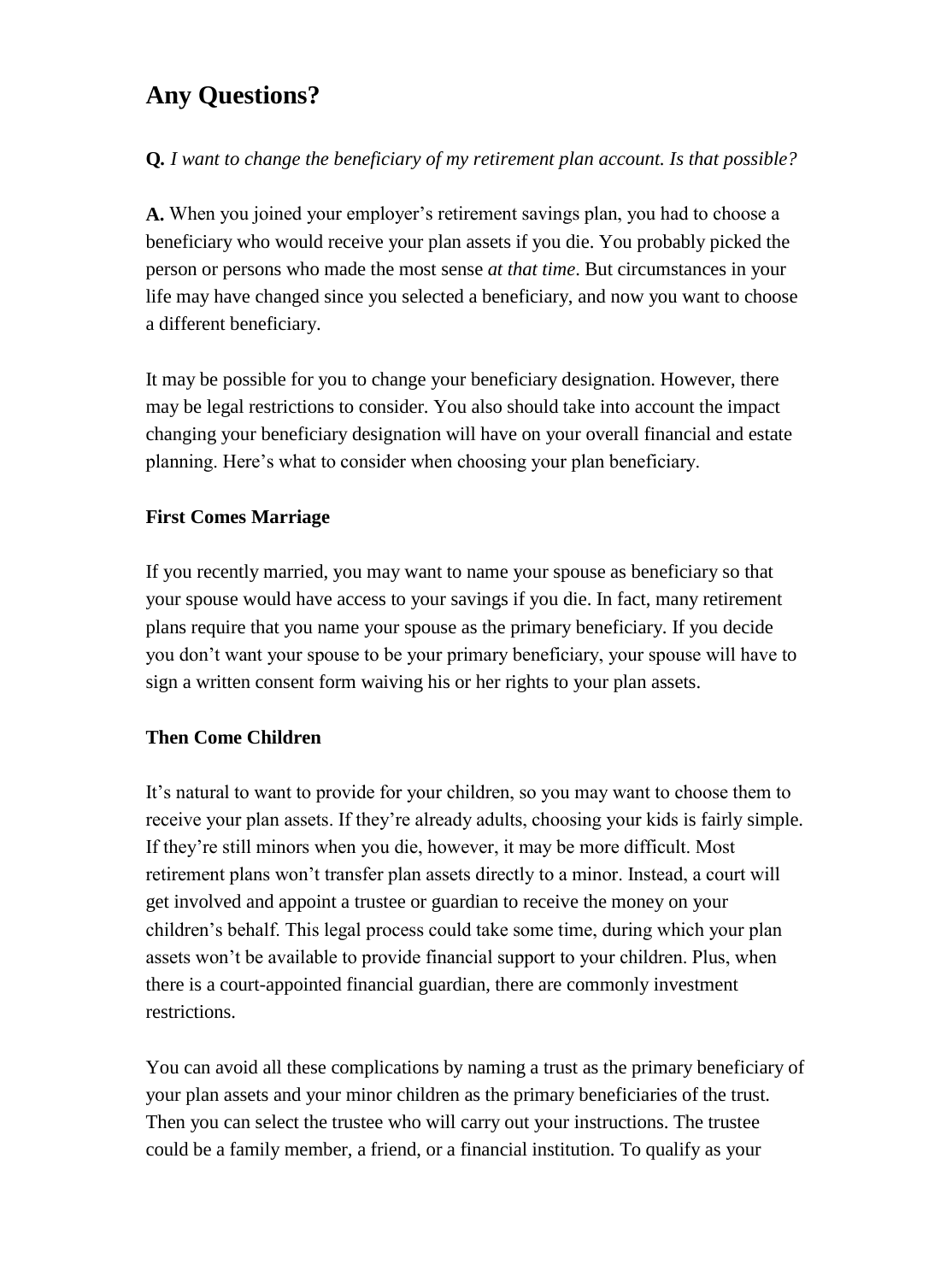## Any Questions?

**Q.** *I want to change the beneficiary of my retirement plan account. Is that possible?*

**A.** When you joined your employer's retirement savings plan, you had to choose a beneficiary who would receive your plan assets if you die. You probably picked the person or persons who made the most sense *at that time*. But circumstances in your life may have changed since you selected a beneficiary, and now you want to choose a different beneficiary.

It may be possible for you to change your beneficiary designation. However, there may be legal restrictions to consider. You also should take into account the impact changing your beneficiary designation will have on your overall financial and estate planning. Here's what to consider when choosing your plan beneficiary.

**First Comes Marriage**

If you recently married, you may want to name your spouse as beneficiary so that your spouse would have access to your savings if you die. In fact, many retirement plans require that you name your spouse as the primary beneficiary. If you decide you don't want your spouse to be your primary beneficiary, your spouse will have to sign a written consent form waiving his or her rights to your plan assets.

**Then Come Children**

It's natural to want to provide for your children, so you may want to choose them to receive your plan assets. If they're already adults, choosing your kids is fairly simple. If they're still minors when you die, however, it may be more difficult. Most retirement plans won't transfer plan assets directly to a minor. Instead, a court will get involved and appoint a trustee or guardian to receive the money on your children's behalf. This legal process could take some time, during which your plan assets won't be available to provide financial support to your children. Plus, when there is a court-appointed financial guardian, there are commonly investment restrictions.

You can avoid all these complications by naming a trust as the primary beneficiary of your plan assets and your minor children as the primary beneficiaries of the trust. Then you can select the trustee who will carry out your instructions. The trustee could be a family member, a friend, or a financial institution. To qualify as your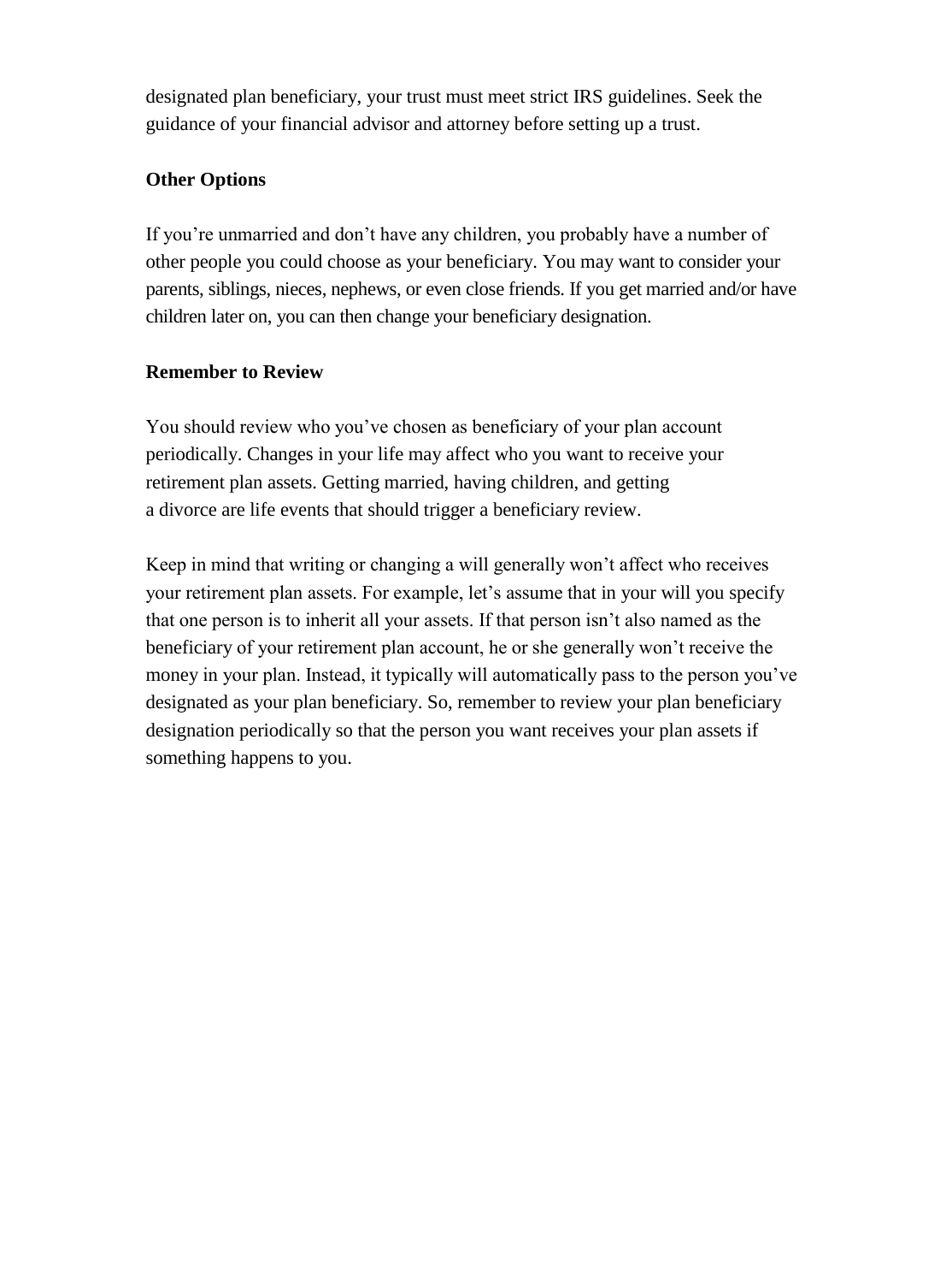designated plan beneficiary, your trust must meet strict IRS guidelines. Seek the guidance of your financial advisor and attorney before setting up a trust.

**Other Options**

If you're unmarried and don't have any children, you probably have a number of other people you could choose as your beneficiary. You may want to consider your parents, siblings, nieces, nephews, or even close friends. If you get married and/or have children later on, you can then change your beneficiary designation.

**Remember to Review**

You should review who you've chosen as beneficiary of your plan account periodically. Changes in your life may affect who you want to receive your retirement plan assets. Getting married, having children, and getting a divorce are life events that should trigger a beneficiary review.

Keep in mind that writing or changing a will generally won't affect who receives your retirement plan assets. For example, let's assume that in your will you specify that one person is to inherit all your assets. If that person isn't also named as the beneficiary of your retirement plan account, he or she generally won't receive the money in your plan. Instead, it typically will automatically pass to the person you've designated as your plan beneficiary. So, remember to review your plan beneficiary designation periodically so that the person you want receives your plan assets if something happens to you.